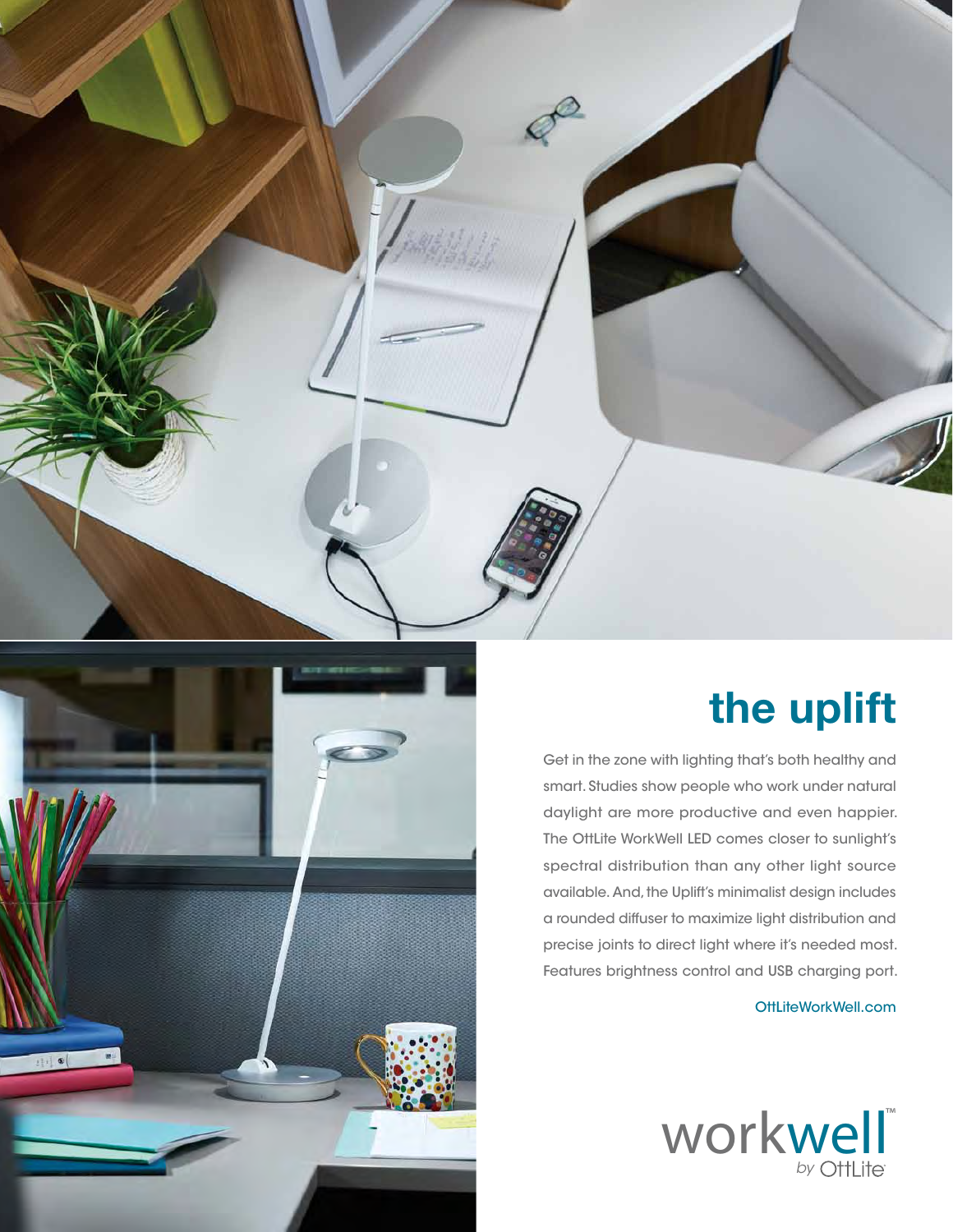# the uplift

Get in the zone with lighting that's both healthy and smart. Studies show people who work under natural daylight are more productive and even happier. The OttLite WorkWell LED comes closer to sunlight's spectral distribution than any other light source available. And, the Uplift's minimalist design includes a rounded diffuser to maximize light distribution and precise joints to direct light where it's needed most. Features brightness control and USB charging port.

OttLiteWorkWell.com

workwell™ by OttLite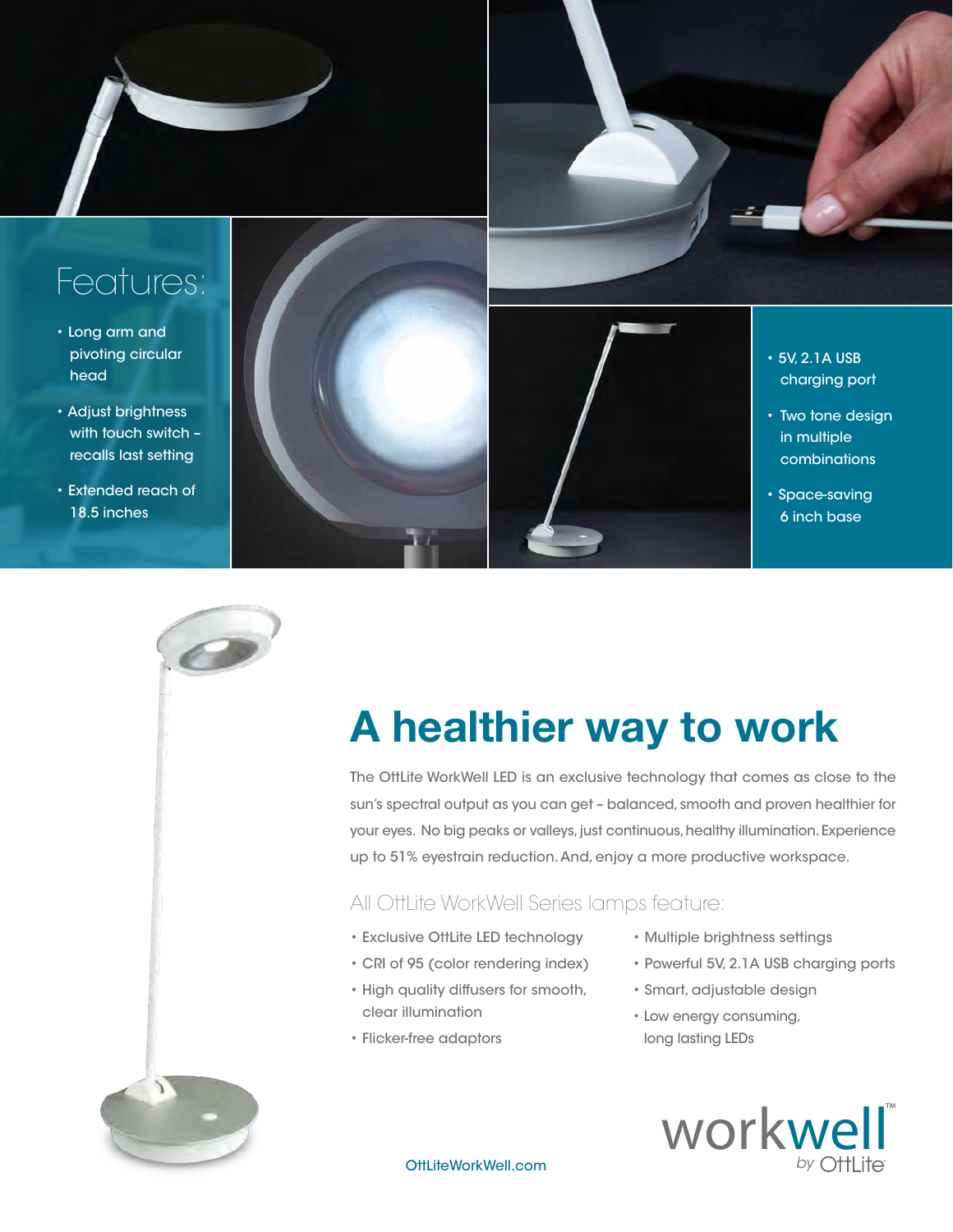## Features:

- Long arm and pivoting circular head
- Adjust brightness with touch switch – recalls last setting
- Extended reach of 18.5 inches
- 5V, 2.1A USB charging port
- Two tone design in multiple combinations
- Space-saving 6 inch base

# A healthier way to work

The OttLite WorkWell LED is an exclusive technology that comes as close to the sun's spectral output as you can get – balanced, smooth and proven healthier for your eyes. No big peaks or valleys, just continuous, healthy illumination. Experience up to 51% eyestrain reduction. And, enjoy a more productive workspace.

### All OttLite WorkWell Series lamps feature:

- Exclusive OttLite LED technology
- CRI of 95 (color rendering index)
- High quality diffusers for smooth, clear illumination
- Flicker-free adaptors
- Multiple brightness settings
- Powerful 5V, 2.1A USB charging ports
- Smart, adjustable design
- Low energy consuming, long lasting LEDs

OttLiteWorkWell.com

workwell™ by OttLite